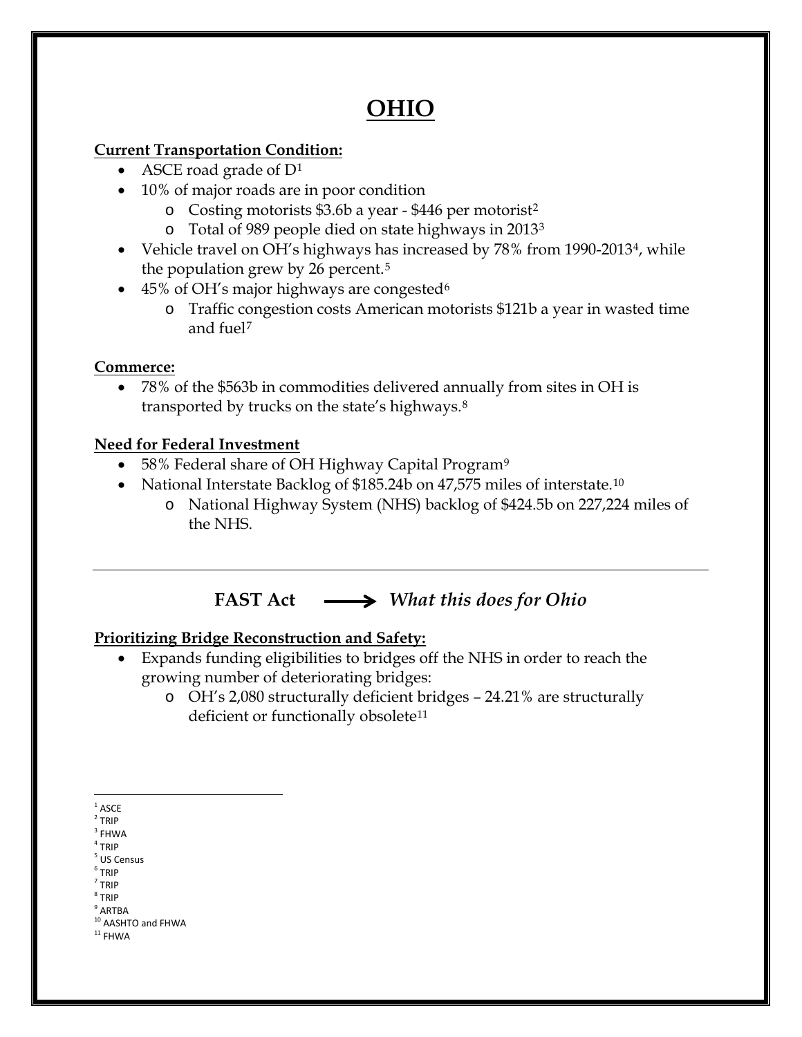# OHIO

**Current Transportation Condition:**

- ASCE road grade of D[1]
- 10% of major roads are in poor condition
  - Costing motorists $3.6b a year - $446 per motorist[2]
  - Total of 989 people died on state highways in 2013[3]
- Vehicle travel on OH's highways has increased by 78% from 1990-2013[4], while the population grew by 26 percent.[5]
- 45% of OH's major highways are congested[6]
  - Traffic congestion costs American motorists $121b a year in wasted time and fuel[7]

**Commerce:**

- 78% of the $563b in commodities delivered annually from sites in OH is transported by trucks on the state's highways.[8]

**Need for Federal Investment**

- 58% Federal share of OH Highway Capital Program[9]
- National Interstate Backlog of $185.24b on 47,575 miles of interstate.[10]
  - National Highway System (NHS) backlog of $424.5b on 227,224 miles of the NHS.

---

## FAST Act ⟶ *What this does for Ohio*

**Prioritizing Bridge Reconstruction and Safety:**

- Expands funding eligibilities to bridges off the NHS in order to reach the growing number of deteriorating bridges:
  - OH's 2,080 structurally deficient bridges – 24.21% are structurally deficient or functionally obsolete[11]

---

[1] ASCE
[2] TRIP
[3] FHWA
[4] TRIP
[5] US Census
[6] TRIP
[7] TRIP
[8] TRIP
[9] ARTBA
[10] AASHTO and FHWA
[11] FHWA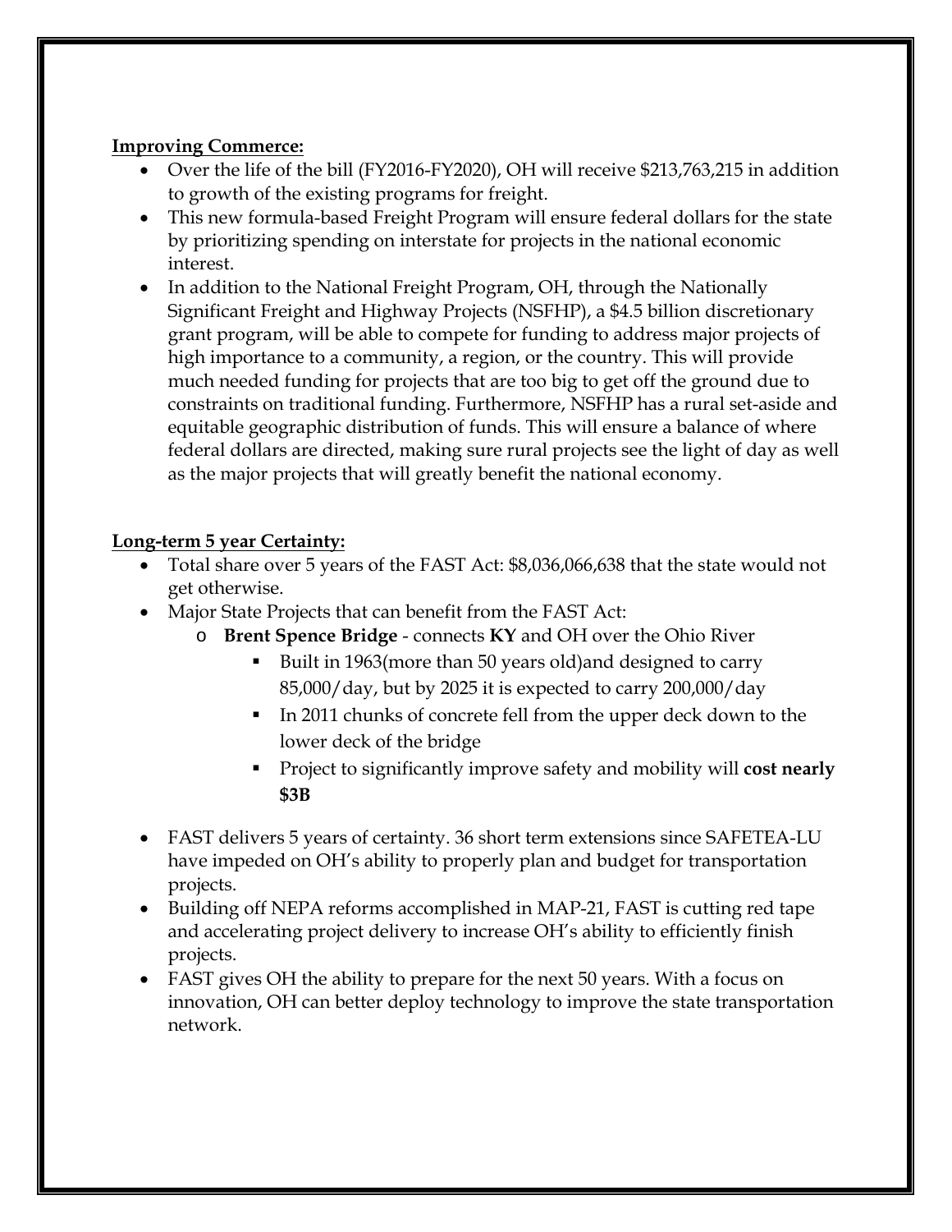**Improving Commerce:**

- Over the life of the bill (FY2016-FY2020), OH will receive $213,763,215 in addition to growth of the existing programs for freight.
- This new formula-based Freight Program will ensure federal dollars for the state by prioritizing spending on interstate for projects in the national economic interest.
- In addition to the National Freight Program, OH, through the Nationally Significant Freight and Highway Projects (NSFHP), a $4.5 billion discretionary grant program, will be able to compete for funding to address major projects of high importance to a community, a region, or the country. This will provide much needed funding for projects that are too big to get off the ground due to constraints on traditional funding. Furthermore, NSFHP has a rural set-aside and equitable geographic distribution of funds. This will ensure a balance of where federal dollars are directed, making sure rural projects see the light of day as well as the major projects that will greatly benefit the national economy.

**Long-term 5 year Certainty:**

- Total share over 5 years of the FAST Act: $8,036,066,638 that the state would not get otherwise.
- Major State Projects that can benefit from the FAST Act:
  - **Brent Spence Bridge** - connects **KY** and OH over the Ohio River
    - Built in 1963(more than 50 years old)and designed to carry 85,000/day, but by 2025 it is expected to carry 200,000/day
    - In 2011 chunks of concrete fell from the upper deck down to the lower deck of the bridge
    - Project to significantly improve safety and mobility will **cost nearly $3B**
- FAST delivers 5 years of certainty. 36 short term extensions since SAFETEA-LU have impeded on OH's ability to properly plan and budget for transportation projects.
- Building off NEPA reforms accomplished in MAP-21, FAST is cutting red tape and accelerating project delivery to increase OH's ability to efficiently finish projects.
- FAST gives OH the ability to prepare for the next 50 years. With a focus on innovation, OH can better deploy technology to improve the state transportation network.